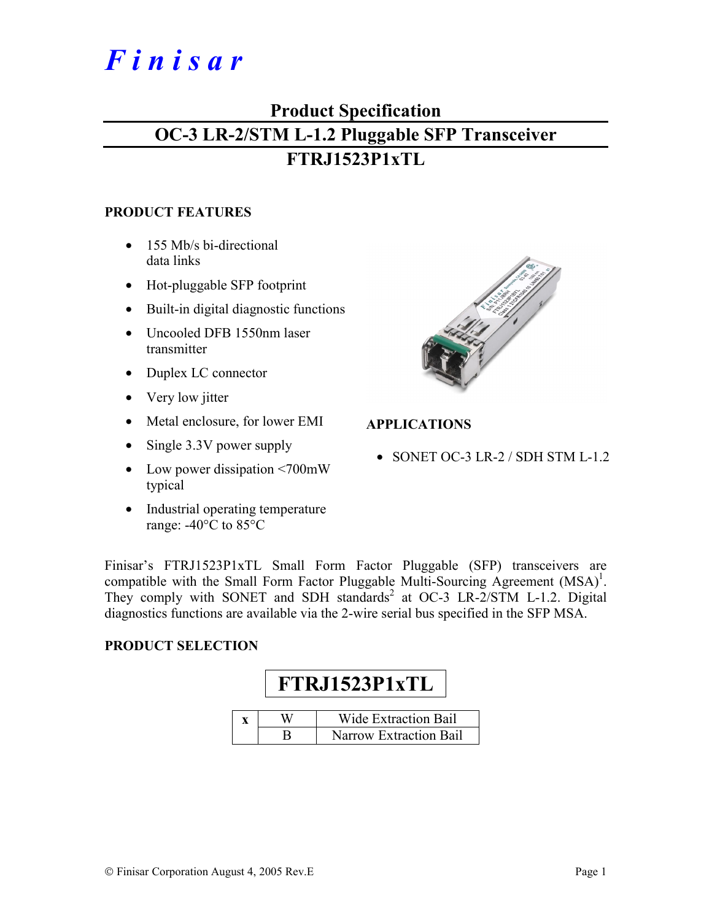# Finisar

## Product Specification

## OC-3 LR-2/STM L-1.2 Pluggable SFP Transceiver

## FTRJ1523P1xTL

### PRODUCT FEATURES

- 155 Mb/s bi-directional data links
- Hot-pluggable SFP footprint
- Built-in digital diagnostic functions
- Uncooled DFB 1550nm laser transmitter
- Duplex LC connector
- Very low jitter
- Metal enclosure, for lower EMI
- Single 3.3V power supply
- Low power dissipation <700mW typical
- Industrial operating temperature range: -40°C to 85°C

### APPLICATIONS

- SONET OC-3 LR-2 / SDH STM L-1.2

Finisar's FTRJ1523P1xTL Small Form Factor Pluggable (SFP) transceivers are compatible with the Small Form Factor Pluggable Multi-Sourcing Agreement (MSA)[1]. They comply with SONET and SDH standards[2] at OC-3 LR-2/STM L-1.2. Digital diagnostics functions are available via the 2-wire serial bus specified in the SFP MSA.

### PRODUCT SELECTION

**FTRJ1523P1xTL**

| x | W | Wide Extraction Bail |
|---|---|---|
| | B | Narrow Extraction Bail |

© Finisar Corporation August 4, 2005 Rev.E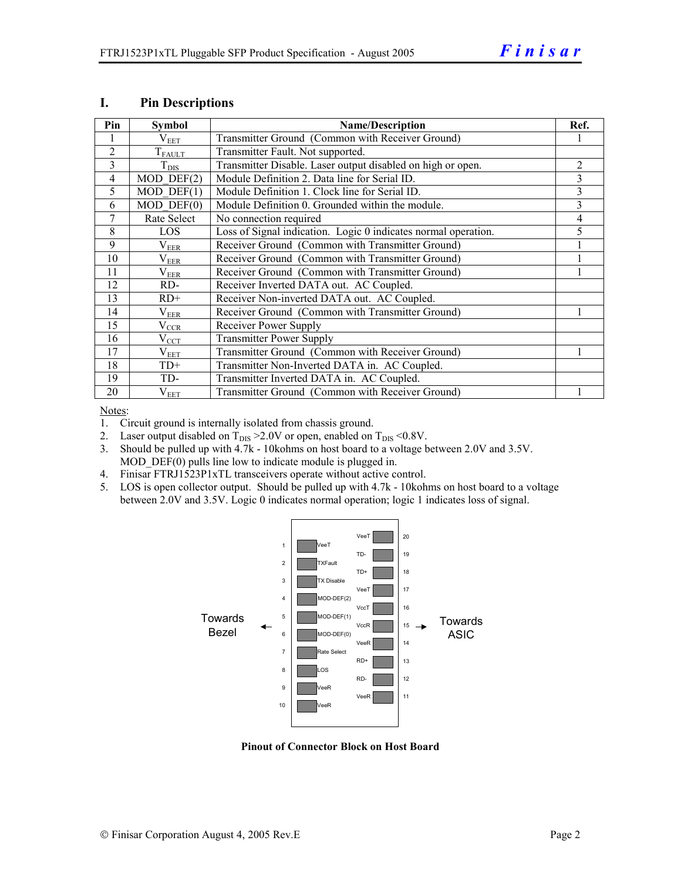# I. Pin Descriptions

| Pin | Symbol | Name/Description | Ref. |
|---|---|---|---|
| 1 | $V_{EET}$ | Transmitter Ground (Common with Receiver Ground) | 1 |
| 2 | $T_{FAULT}$ | Transmitter Fault. Not supported. | |
| 3 | $T_{DIS}$ | Transmitter Disable. Laser output disabled on high or open. | 2 |
| 4 | MOD_DEF(2) | Module Definition 2. Data line for Serial ID. | 3 |
| 5 | MOD_DEF(1) | Module Definition 1. Clock line for Serial ID. | 3 |
| 6 | MOD_DEF(0) | Module Definition 0. Grounded within the module. | 3 |
| 7 | Rate Select | No connection required | 4 |
| 8 | LOS | Loss of Signal indication. Logic 0 indicates normal operation. | 5 |
| 9 | $V_{EER}$ | Receiver Ground (Common with Transmitter Ground) | 1 |
| 10 | $V_{EER}$ | Receiver Ground (Common with Transmitter Ground) | 1 |
| 11 | $V_{EER}$ | Receiver Ground (Common with Transmitter Ground) | 1 |
| 12 | RD- | Receiver Inverted DATA out. AC Coupled. | |
| 13 | RD+ | Receiver Non-inverted DATA out. AC Coupled. | |
| 14 | $V_{EER}$ | Receiver Ground (Common with Transmitter Ground) | 1 |
| 15 | $V_{CCR}$ | Receiver Power Supply | |
| 16 | $V_{CCT}$ | Transmitter Power Supply | |
| 17 | $V_{EET}$ | Transmitter Ground (Common with Receiver Ground) | 1 |
| 18 | TD+ | Transmitter Non-Inverted DATA in. AC Coupled. | |
| 19 | TD- | Transmitter Inverted DATA in. AC Coupled. | |
| 20 | $V_{EET}$ | Transmitter Ground (Common with Receiver Ground) | 1 |

Notes:

1. Circuit ground is internally isolated from chassis ground.
2. Laser output disabled on $T_{DIS}$ >2.0V or open, enabled on $T_{DIS}$ <0.8V.
3. Should be pulled up with 4.7k - 10kohms on host board to a voltage between 2.0V and 3.5V. MOD_DEF(0) pulls line low to indicate module is plugged in.
4. Finisar FTRJ1523P1xTL transceivers operate without active control.
5. LOS is open collector output. Should be pulled up with 4.7k - 10kohms on host board to a voltage between 2.0V and 3.5V. Logic 0 indicates normal operation; logic 1 indicates loss of signal.

**Pinout of Connector Block on Host Board**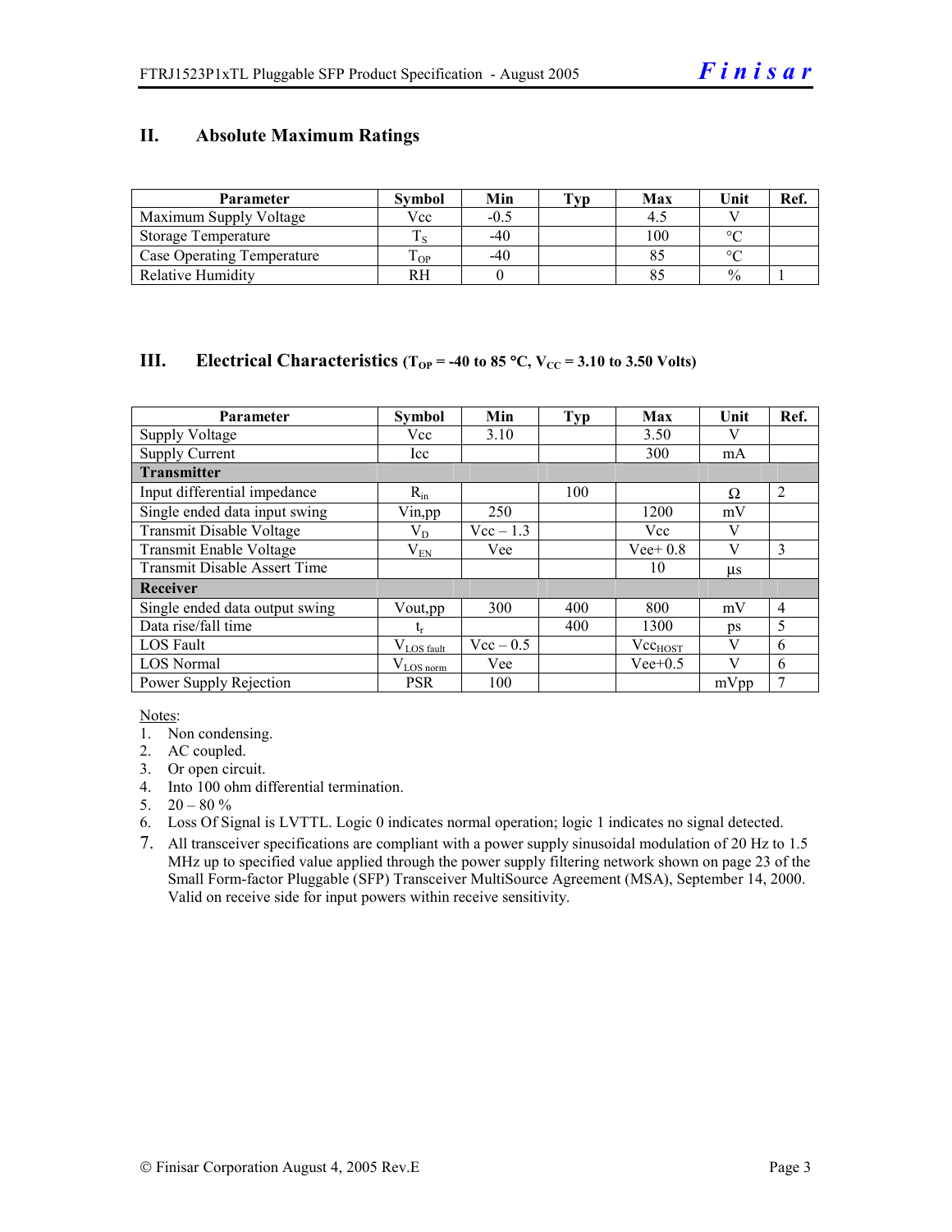## II. Absolute Maximum Ratings

| Parameter | Symbol | Min | Typ | Max | Unit | Ref. |
|---|---|---|---|---|---|---|
| Maximum Supply Voltage | Vcc | -0.5 | | 4.5 | V | |
| Storage Temperature | $T_S$ | -40 | | 100 | °C | |
| Case Operating Temperature | $T_{OP}$ | -40 | | 85 | °C | |
| Relative Humidity | RH | 0 | | 85 | % | 1 |

## III. Electrical Characteristics ($T_{OP}$ = -40 to 85 °C, $V_{CC}$ = 3.10 to 3.50 Volts)

| Parameter | Symbol | Min | Typ | Max | Unit | Ref. |
|---|---|---|---|---|---|---|
| Supply Voltage | Vcc | 3.10 | | 3.50 | V | |
| Supply Current | Icc | | | 300 | mA | |
| **Transmitter** | | | | | | |
| Input differential impedance | $R_{in}$ | | 100 | | Ω | 2 |
| Single ended data input swing | Vin,pp | 250 | | 1200 | mV | |
| Transmit Disable Voltage | $V_D$ | Vcc – 1.3 | | Vcc | V | |
| Transmit Enable Voltage | $V_{EN}$ | Vee | | Vee+ 0.8 | V | 3 |
| Transmit Disable Assert Time | | | | 10 | µs | |
| **Receiver** | | | | | | |
| Single ended data output swing | Vout,pp | 300 | 400 | 800 | mV | 4 |
| Data rise/fall time | $t_r$ | | 400 | 1300 | ps | 5 |
| LOS Fault | $V_{LOS\ fault}$ | Vcc – 0.5 | | $Vcc_{HOST}$ | V | 6 |
| LOS Normal | $V_{LOS\ norm}$ | Vee | | Vee+0.5 | V | 6 |
| Power Supply Rejection | PSR | 100 | | | mVpp | 7 |

Notes:
1. Non condensing.
2. AC coupled.
3. Or open circuit.
4. Into 100 ohm differential termination.
5. 20 – 80 %
6. Loss Of Signal is LVTTL. Logic 0 indicates normal operation; logic 1 indicates no signal detected.
7. All transceiver specifications are compliant with a power supply sinusoidal modulation of 20 Hz to 1.5 MHz up to specified value applied through the power supply filtering network shown on page 23 of the Small Form-factor Pluggable (SFP) Transceiver MultiSource Agreement (MSA), September 14, 2000. Valid on receive side for input powers within receive sensitivity.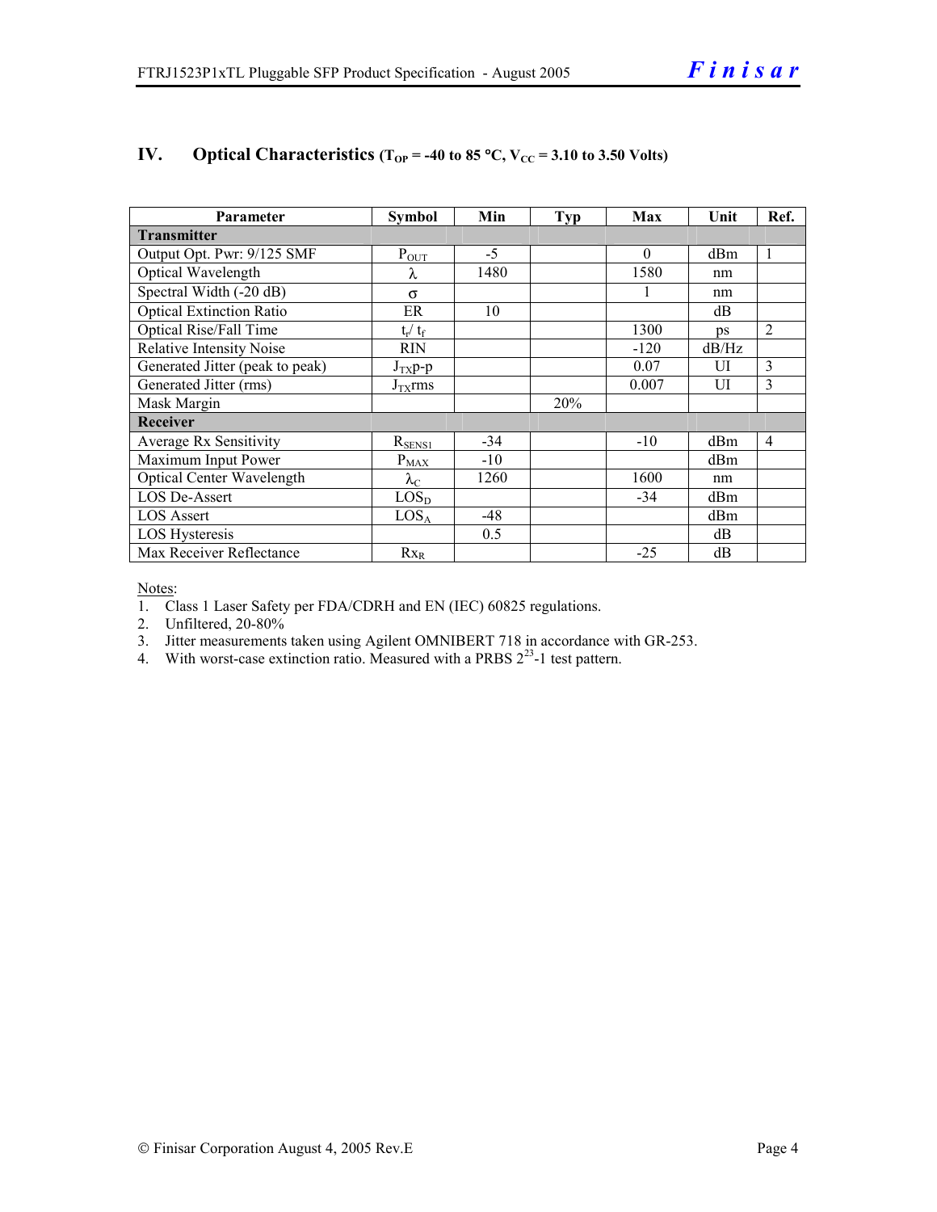## IV. Optical Characteristics ($T_{OP}$ = -40 to 85 °C, $V_{CC}$ = 3.10 to 3.50 Volts)

| Parameter | Symbol | Min | Typ | Max | Unit | Ref. |
|---|---|---|---|---|---|---|
| **Transmitter** | | | | | | |
| Output Opt. Pwr: 9/125 SMF | $P_{OUT}$ | -5 | | 0 | dBm | 1 |
| Optical Wavelength | $\lambda$ | 1480 | | 1580 | nm | |
| Spectral Width (-20 dB) | $\sigma$ | | | 1 | nm | |
| Optical Extinction Ratio | ER | 10 | | | dB | |
| Optical Rise/Fall Time | $t_r / t_f$ | | | 1300 | ps | 2 |
| Relative Intensity Noise | RIN | | | -120 | dB/Hz | |
| Generated Jitter (peak to peak) | $J_{TX}$p-p | | | 0.07 | UI | 3 |
| Generated Jitter (rms) | $J_{TX}$rms | | | 0.007 | UI | 3 |
| Mask Margin | | | 20% | | | |
| **Receiver** | | | | | | |
| Average Rx Sensitivity | $R_{SENS1}$ | -34 | | -10 | dBm | 4 |
| Maximum Input Power | $P_{MAX}$ | -10 | | | dBm | |
| Optical Center Wavelength | $\lambda_C$ | 1260 | | 1600 | nm | |
| LOS De-Assert | $LOS_D$ | | | -34 | dBm | |
| LOS Assert | $LOS_A$ | -48 | | | dBm | |
| LOS Hysteresis | | 0.5 | | | dB | |
| Max Receiver Reflectance | $Rx_R$ | | | -25 | dB | |

Notes:

1. Class 1 Laser Safety per FDA/CDRH and EN (IEC) 60825 regulations.
2. Unfiltered, 20-80%
3. Jitter measurements taken using Agilent OMNIBERT 718 in accordance with GR-253.
4. With worst-case extinction ratio. Measured with a PRBS $2^{23}$-1 test pattern.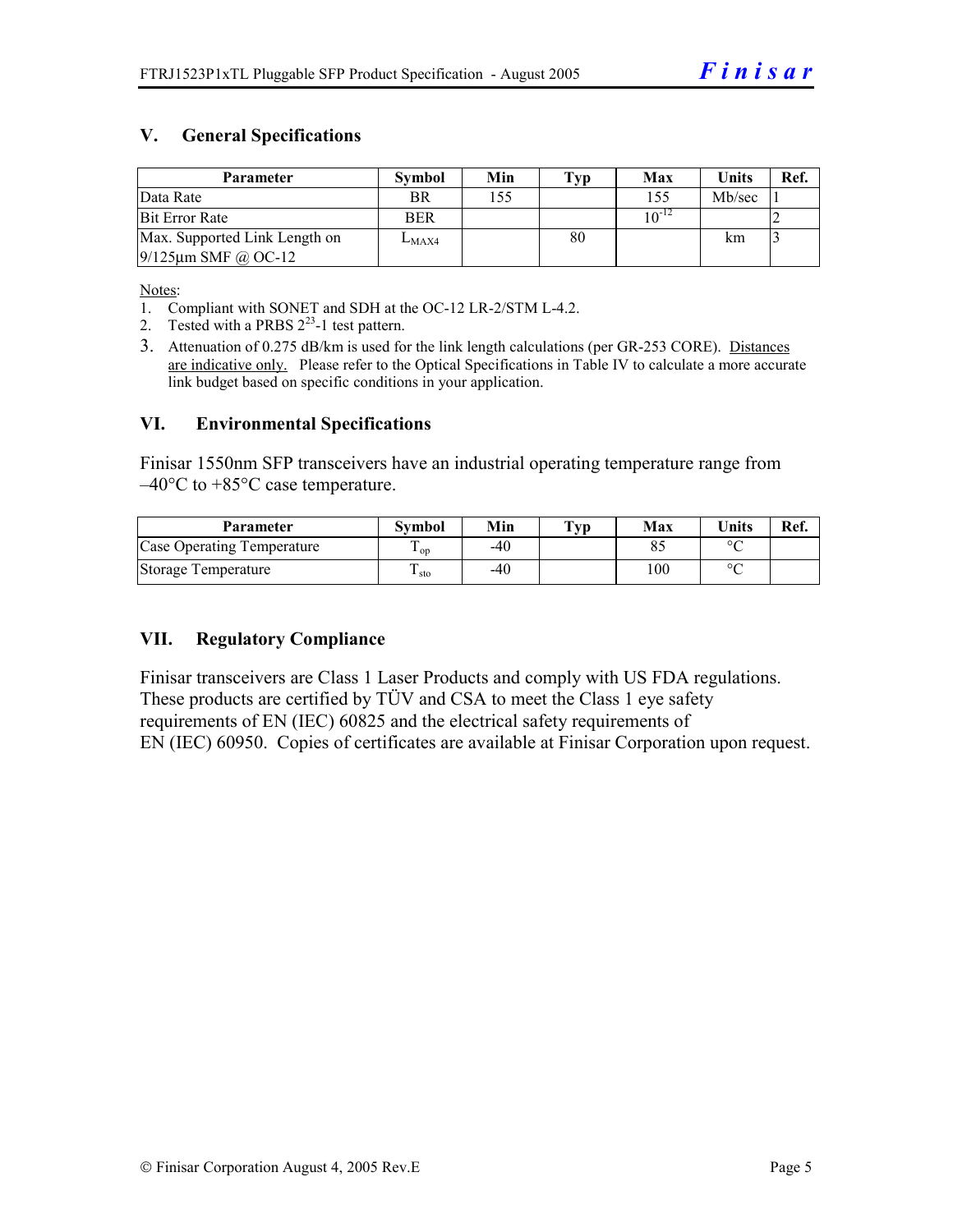## V. General Specifications

| Parameter | Symbol | Min | Typ | Max | Units | Ref. |
|---|---|---|---|---|---|---|
| Data Rate | BR | 155 | | 155 | Mb/sec | 1 |
| Bit Error Rate | BER | | | $10^{-12}$ | | 2 |
| Max. Supported Link Length on 9/125µm SMF @ OC-12 | $L_{MAX4}$ | | 80 | | km | 3 |

Notes:

1. Compliant with SONET and SDH at the OC-12 LR-2/STM L-4.2.
2. Tested with a PRBS $2^{23}$-1 test pattern.
3. Attenuation of 0.275 dB/km is used for the link length calculations (per GR-253 CORE). Distances are indicative only. Please refer to the Optical Specifications in Table IV to calculate a more accurate link budget based on specific conditions in your application.

## VI. Environmental Specifications

Finisar 1550nm SFP transceivers have an industrial operating temperature range from –40°C to +85°C case temperature.

| Parameter | Symbol | Min | Typ | Max | Units | Ref. |
|---|---|---|---|---|---|---|
| Case Operating Temperature | $T_{op}$ | -40 | | 85 | °C | |
| Storage Temperature | $T_{sto}$ | -40 | | 100 | °C | |

## VII. Regulatory Compliance

Finisar transceivers are Class 1 Laser Products and comply with US FDA regulations. These products are certified by TÜV and CSA to meet the Class 1 eye safety requirements of EN (IEC) 60825 and the electrical safety requirements of EN (IEC) 60950. Copies of certificates are available at Finisar Corporation upon request.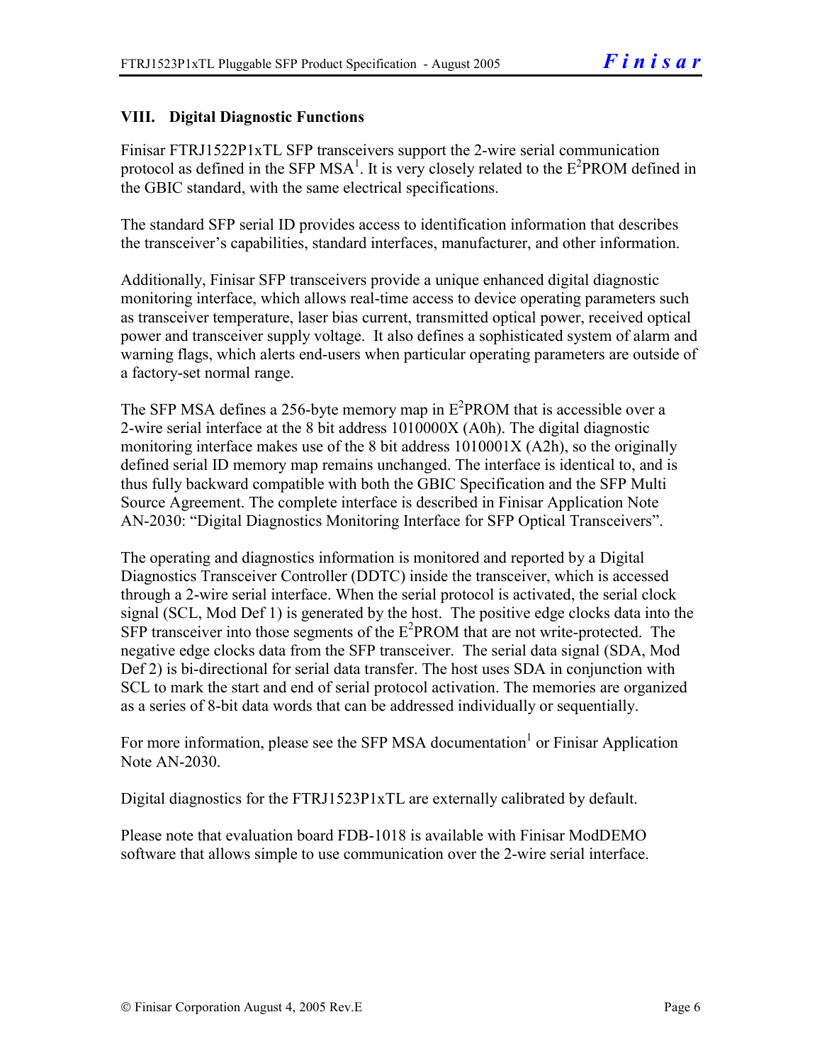## VIII. Digital Diagnostic Functions

Finisar FTRJ1522P1xTL SFP transceivers support the 2-wire serial communication protocol as defined in the SFP MSA[1]. It is very closely related to the $E^2$PROM defined in the GBIC standard, with the same electrical specifications.

The standard SFP serial ID provides access to identification information that describes the transceiver's capabilities, standard interfaces, manufacturer, and other information.

Additionally, Finisar SFP transceivers provide a unique enhanced digital diagnostic monitoring interface, which allows real-time access to device operating parameters such as transceiver temperature, laser bias current, transmitted optical power, received optical power and transceiver supply voltage. It also defines a sophisticated system of alarm and warning flags, which alerts end-users when particular operating parameters are outside of a factory-set normal range.

The SFP MSA defines a 256-byte memory map in $E^2$PROM that is accessible over a 2-wire serial interface at the 8 bit address 1010000X (A0h). The digital diagnostic monitoring interface makes use of the 8 bit address 1010001X (A2h), so the originally defined serial ID memory map remains unchanged. The interface is identical to, and is thus fully backward compatible with both the GBIC Specification and the SFP Multi Source Agreement. The complete interface is described in Finisar Application Note AN-2030: "Digital Diagnostics Monitoring Interface for SFP Optical Transceivers".

The operating and diagnostics information is monitored and reported by a Digital Diagnostics Transceiver Controller (DDTC) inside the transceiver, which is accessed through a 2-wire serial interface. When the serial protocol is activated, the serial clock signal (SCL, Mod Def 1) is generated by the host. The positive edge clocks data into the SFP transceiver into those segments of the $E^2$PROM that are not write-protected. The negative edge clocks data from the SFP transceiver. The serial data signal (SDA, Mod Def 2) is bi-directional for serial data transfer. The host uses SDA in conjunction with SCL to mark the start and end of serial protocol activation. The memories are organized as a series of 8-bit data words that can be addressed individually or sequentially.

For more information, please see the SFP MSA documentation[1] or Finisar Application Note AN-2030.

Digital diagnostics for the FTRJ1523P1xTL are externally calibrated by default.

Please note that evaluation board FDB-1018 is available with Finisar ModDEMO software that allows simple to use communication over the 2-wire serial interface.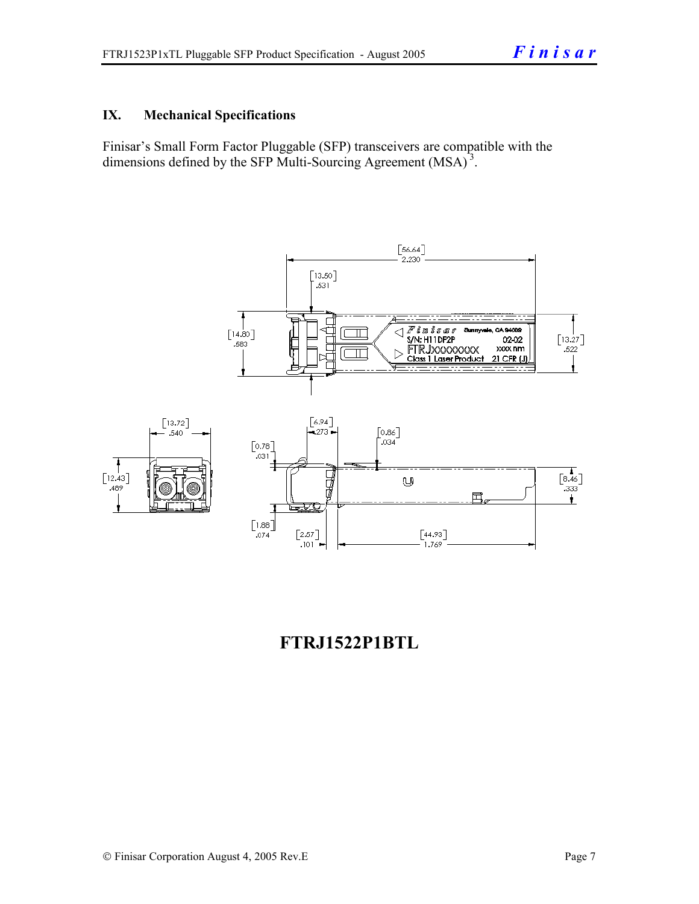## IX. Mechanical Specifications

Finisar's Small Form Factor Pluggable (SFP) transceivers are compatible with the dimensions defined by the SFP Multi-Sourcing Agreement (MSA)[3].

**FTRJ1522P1BTL**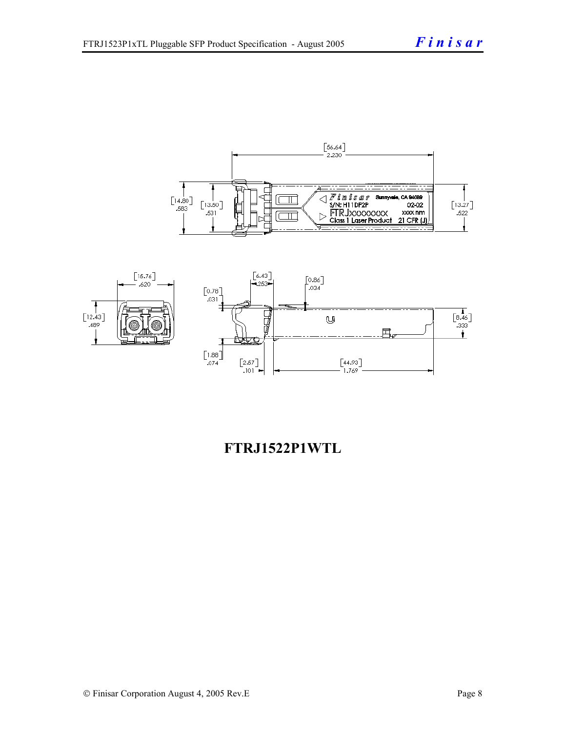# FTRJ1522P1WTL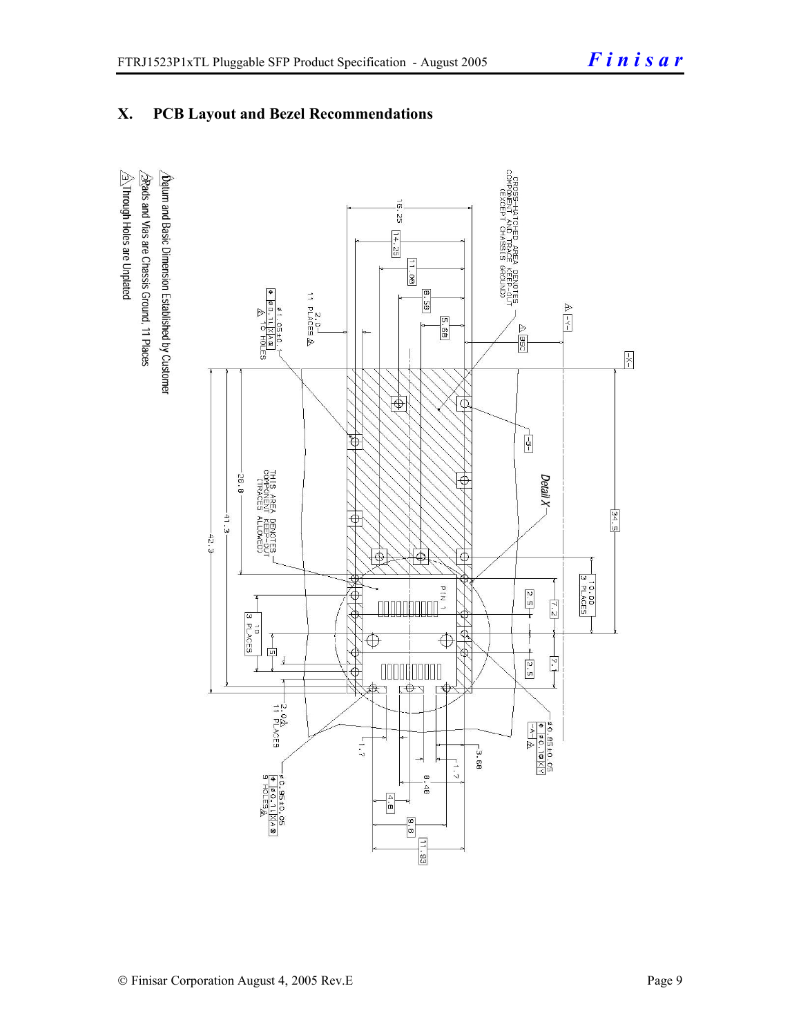## X. PCB Layout and Bezel Recommendations

CROSS-HATCHED AREA DENOTES COMPONENT AND TRACE KEEP-OUT (EXCEPT CHASSIS GROUND)

THIS AREA DENOTES COMPONENT KEEP-OUT (TRACES ALLOWED)

Detail X

PIN 1

ø1.05±0.01, 16 HOLES

ø0.95±0.05, 9 HOLES

ø0.85±0.05

2.0, 11 PLACES

10, 3 PLACES

10.00, 3 PLACES

Dimensions: 16.25, 14.25, 11.08, 8.58, 5.68, 8.58, 34.5, 26.8, 41.3, 42.3, 2.5, 7.2, 7.1, 2.5, 5, 1.7, 3.68, 1.7, 8.48, 4.8, 9.6, 11.93

1. Datum and Basic Dimension Established by Customer
2. Pads and Vias are Chassis Ground, 11 Places
3. Through Holes are Unplated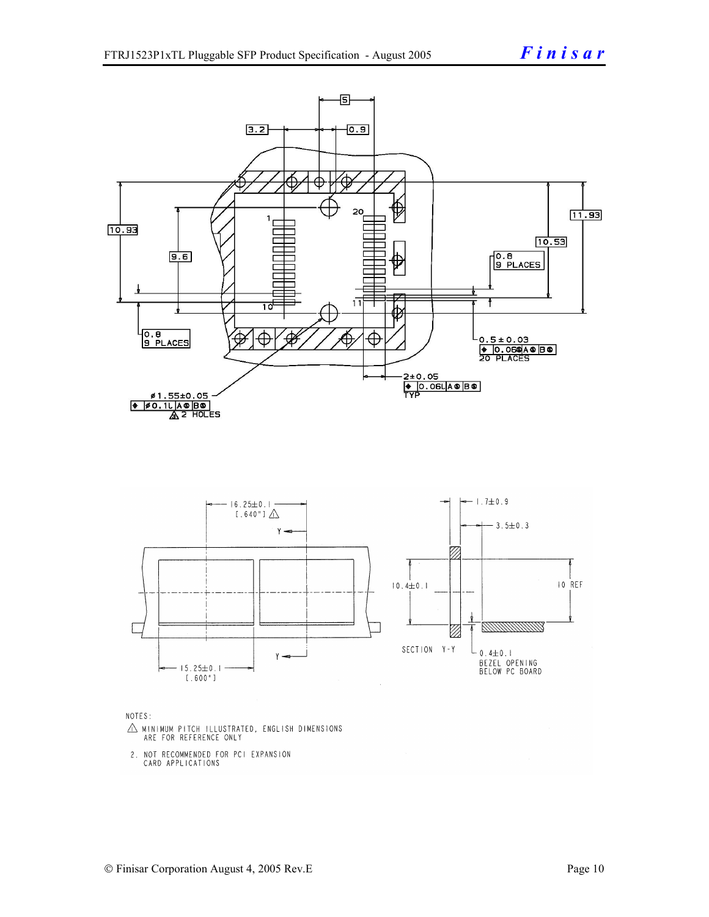3.2

0.9

5

10.93

9.6

20

1

10

11

11.93

10.53

0.8
9 PLACES

0.8
9 PLACES

0.5 ± 0.03
0.06Ⓢ A Ⓢ B Ⓢ
20 PLACES

2±0.05
0.06L A Ⓢ B Ⓢ
TYP

ø1.55±0.05
ø0.1L A Ⓢ B Ⓢ
2 HOLES

16.25±0.1
[.640"]

Y

Y

15.25±0.1
[.600"]

1.7±0.9

3.5±0.3

10.4±0.1

10 REF

SECTION Y-Y

0.4±0.1
BEZEL OPENING
BELOW PC BOARD

NOTES:

1. MINIMUM PITCH ILLUSTRATED, ENGLISH DIMENSIONS ARE FOR REFERENCE ONLY
2. NOT RECOMMENDED FOR PCI EXPANSION CARD APPLICATIONS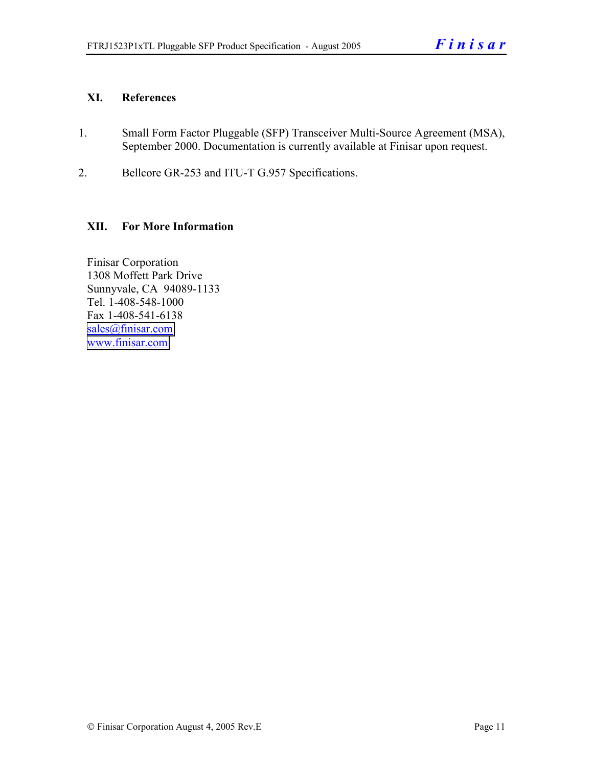## XI. References

1. Small Form Factor Pluggable (SFP) Transceiver Multi-Source Agreement (MSA), September 2000. Documentation is currently available at Finisar upon request.

2. Bellcore GR-253 and ITU-T G.957 Specifications.

## XII. For More Information

Finisar Corporation
1308 Moffett Park Drive
Sunnyvale, CA 94089-1133
Tel. 1-408-548-1000
Fax 1-408-541-6138
sales@finisar.com
www.finisar.com